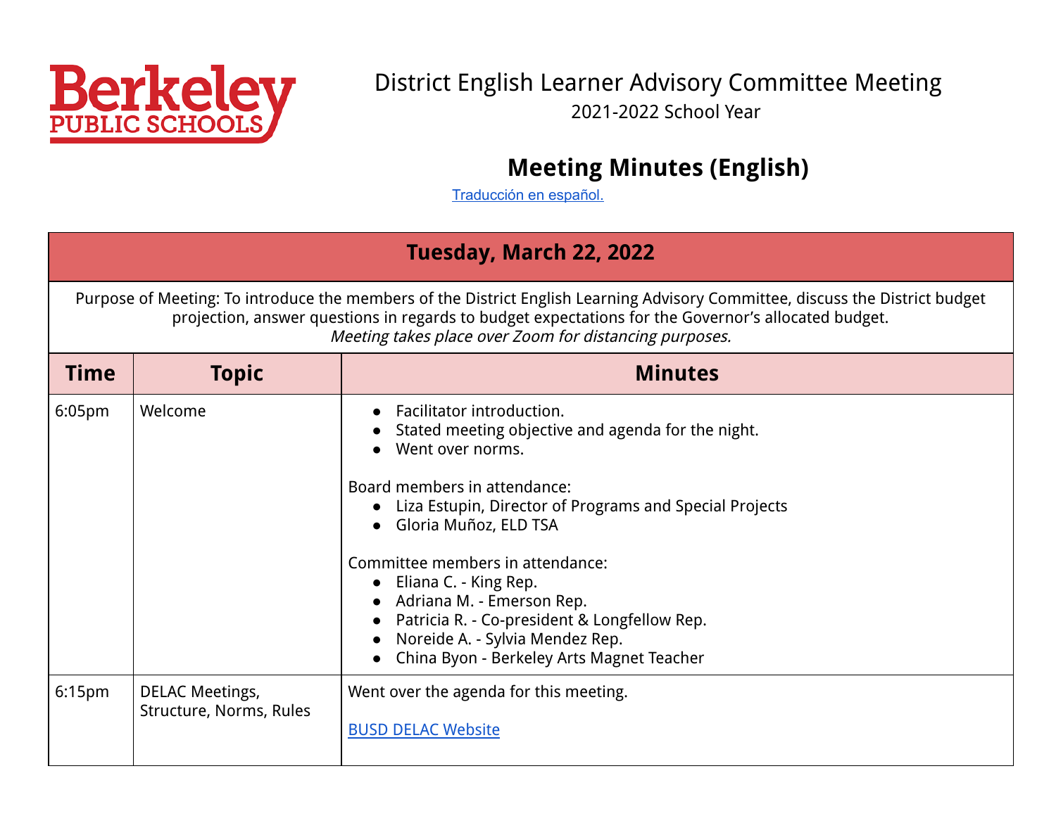Berkeley PUBLIC SCHOOLS

# District English Learner Advisory Committee Meeting

2021-2022 School Year

## Meeting Minutes (English)

[Traducción en español.]

| Tuesday, March 22, 2022 | | |
|---|---|---|
| Purpose of Meeting: To introduce the members of the District English Learning Advisory Committee, discuss the District budget projection, answer questions in regards to budget expectations for the Governor's allocated budget. *Meeting takes place over Zoom for distancing purposes.* | | |
| **Time** | **Topic** | **Minutes** |
| 6:05pm | Welcome | • Facilitator introduction.<br>• Stated meeting objective and agenda for the night.<br>• Went over norms.<br><br>Board members in attendance:<br>• Liza Estupin, Director of Programs and Special Projects<br>• Gloria Muñoz, ELD TSA<br><br>Committee members in attendance:<br>• Eliana C. - King Rep.<br>• Adriana M. - Emerson Rep.<br>• Patricia R. - Co-president & Longfellow Rep.<br>• Noreide A. - Sylvia Mendez Rep.<br>• China Byon - Berkeley Arts Magnet Teacher |
| 6:15pm | DELAC Meetings, Structure, Norms, Rules | Went over the agenda for this meeting.<br><br>BUSD DELAC Website |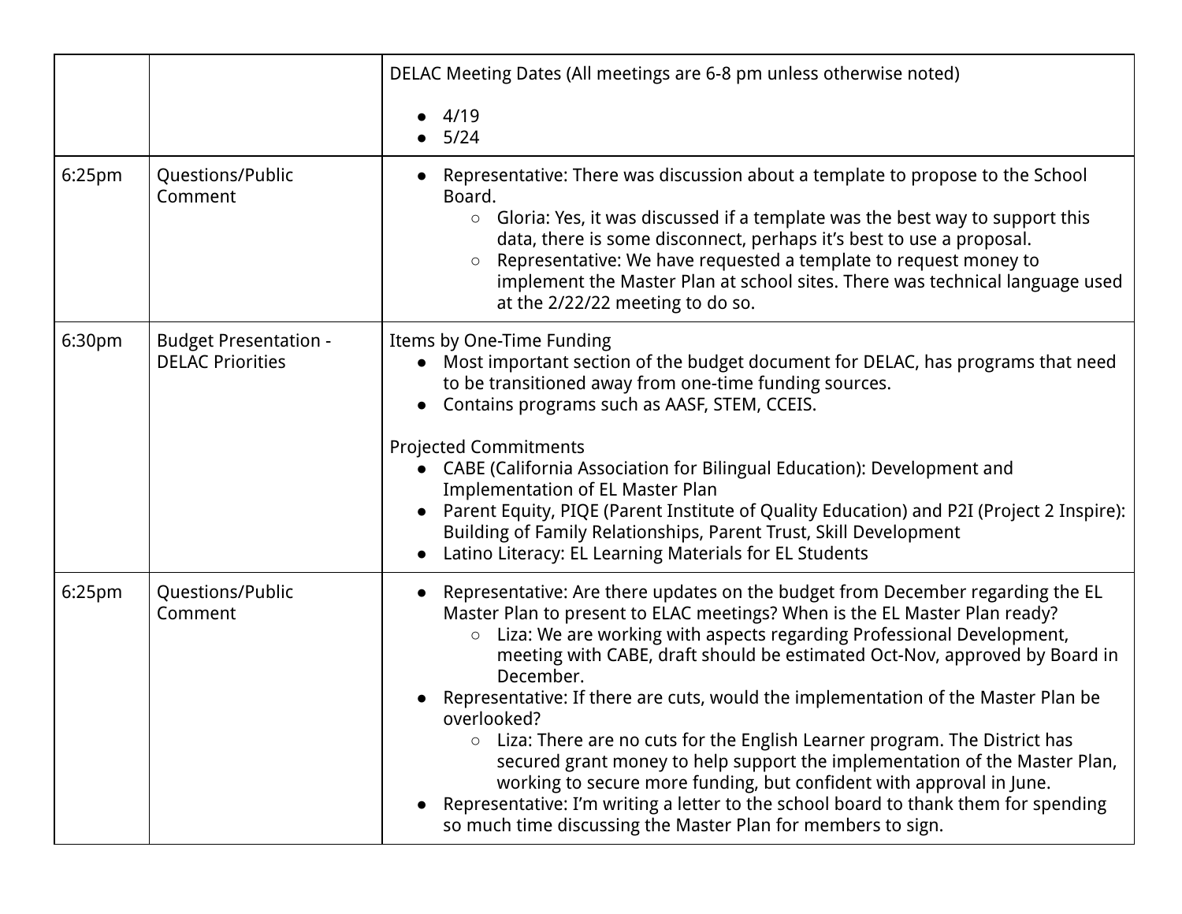| | | |
|---|---|---|
| | | DELAC Meeting Dates (All meetings are 6-8 pm unless otherwise noted)<br><br>• 4/19<br>• 5/24 |
| 6:25pm | Questions/Public Comment | • Representative: There was discussion about a template to propose to the School Board.<br>&nbsp;&nbsp;&nbsp;&nbsp;○ Gloria: Yes, it was discussed if a template was the best way to support this data, there is some disconnect, perhaps it's best to use a proposal.<br>&nbsp;&nbsp;&nbsp;&nbsp;○ Representative: We have requested a template to request money to implement the Master Plan at school sites. There was technical language used at the 2/22/22 meeting to do so. |
| 6:30pm | Budget Presentation - DELAC Priorities | Items by One-Time Funding<br>• Most important section of the budget document for DELAC, has programs that need to be transitioned away from one-time funding sources.<br>• Contains programs such as AASF, STEM, CCEIS.<br><br>Projected Commitments<br>• CABE (California Association for Bilingual Education): Development and Implementation of EL Master Plan<br>• Parent Equity, PIQE (Parent Institute of Quality Education) and P2I (Project 2 Inspire): Building of Family Relationships, Parent Trust, Skill Development<br>• Latino Literacy: EL Learning Materials for EL Students |
| 6:25pm | Questions/Public Comment | • Representative: Are there updates on the budget from December regarding the EL Master Plan to present to ELAC meetings? When is the EL Master Plan ready?<br>&nbsp;&nbsp;&nbsp;&nbsp;○ Liza: We are working with aspects regarding Professional Development, meeting with CABE, draft should be estimated Oct-Nov, approved by Board in December.<br>• Representative: If there are cuts, would the implementation of the Master Plan be overlooked?<br>&nbsp;&nbsp;&nbsp;&nbsp;○ Liza: There are no cuts for the English Learner program. The District has secured grant money to help support the implementation of the Master Plan, working to secure more funding, but confident with approval in June.<br>• Representative: I'm writing a letter to the school board to thank them for spending so much time discussing the Master Plan for members to sign. |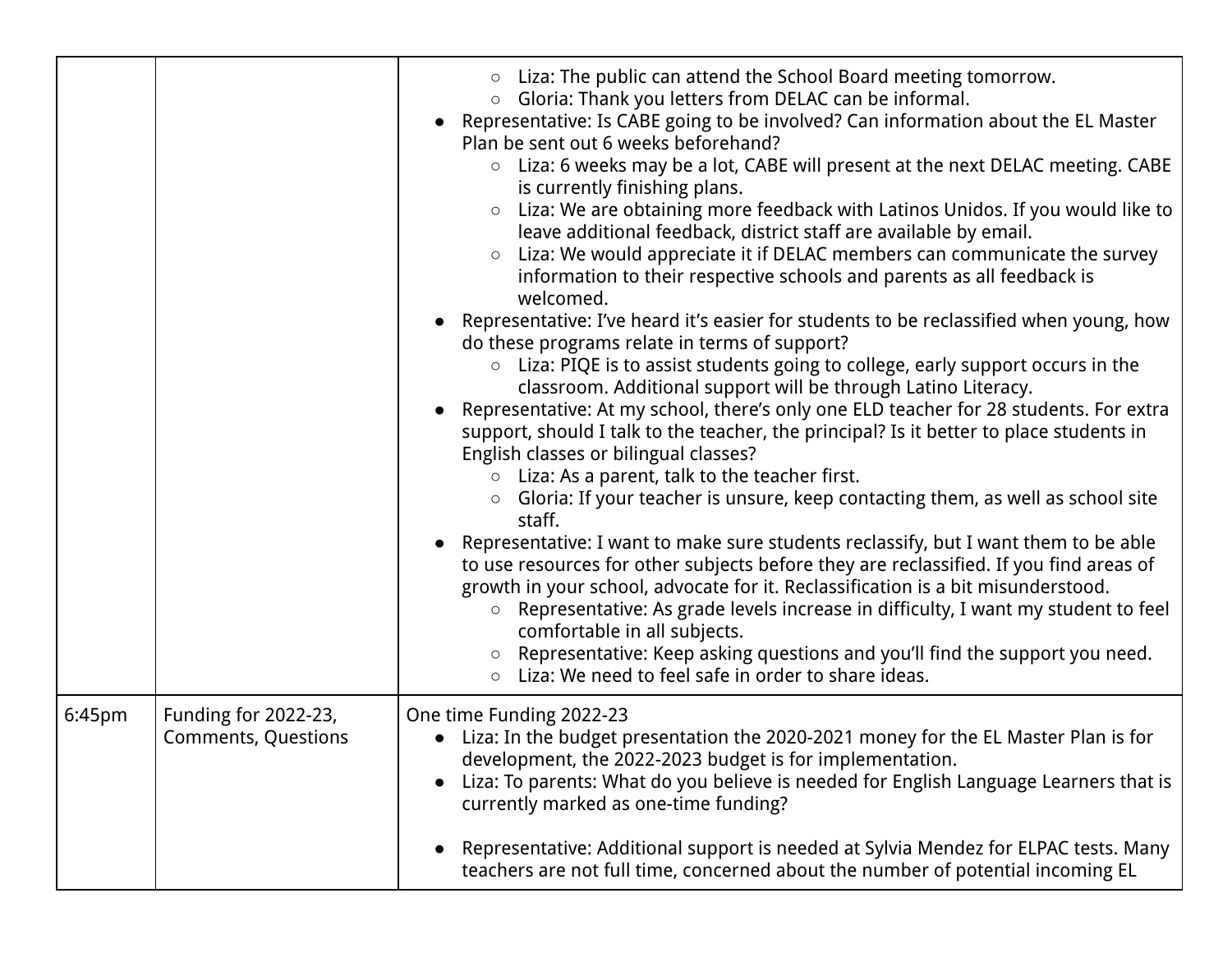| | | |
|---|---|---|
| | | ○ Liza: The public can attend the School Board meeting tomorrow.<br>○ Gloria: Thank you letters from DELAC can be informal.<br>● Representative: Is CABE going to be involved? Can information about the EL Master Plan be sent out 6 weeks beforehand?<br>○ Liza: 6 weeks may be a lot, CABE will present at the next DELAC meeting. CABE is currently finishing plans.<br>○ Liza: We are obtaining more feedback with Latinos Unidos. If you would like to leave additional feedback, district staff are available by email.<br>○ Liza: We would appreciate it if DELAC members can communicate the survey information to their respective schools and parents as all feedback is welcomed.<br>● Representative: I've heard it's easier for students to be reclassified when young, how do these programs relate in terms of support?<br>○ Liza: PIQE is to assist students going to college, early support occurs in the classroom. Additional support will be through Latino Literacy.<br>● Representative: At my school, there's only one ELD teacher for 28 students. For extra support, should I talk to the teacher, the principal? Is it better to place students in English classes or bilingual classes?<br>○ Liza: As a parent, talk to the teacher first.<br>○ Gloria: If your teacher is unsure, keep contacting them, as well as school site staff.<br>● Representative: I want to make sure students reclassify, but I want them to be able to use resources for other subjects before they are reclassified. If you find areas of growth in your school, advocate for it. Reclassification is a bit misunderstood.<br>○ Representative: As grade levels increase in difficulty, I want my student to feel comfortable in all subjects.<br>○ Representative: Keep asking questions and you'll find the support you need.<br>○ Liza: We need to feel safe in order to share ideas. |
| 6:45pm | Funding for 2022-23, Comments, Questions | One time Funding 2022-23<br>● Liza: In the budget presentation the 2020-2021 money for the EL Master Plan is for development, the 2022-2023 budget is for implementation.<br>● Liza: To parents: What do you believe is needed for English Language Learners that is currently marked as one-time funding?<br><br>● Representative: Additional support is needed at Sylvia Mendez for ELPAC tests. Many teachers are not full time, concerned about the number of potential incoming EL |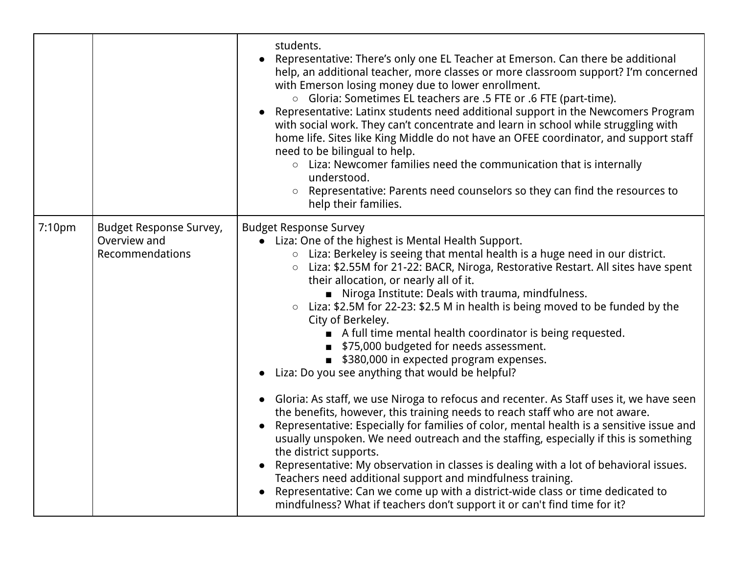| | | |
|---|---|---|
| | | students.<br>● Representative: There's only one EL Teacher at Emerson. Can there be additional help, an additional teacher, more classes or more classroom support? I'm concerned with Emerson losing money due to lower enrollment.<br>&nbsp;&nbsp;&nbsp;&nbsp;○ Gloria: Sometimes EL teachers are .5 FTE or .6 FTE (part-time).<br>● Representative: Latinx students need additional support in the Newcomers Program with social work. They can't concentrate and learn in school while struggling with home life. Sites like King Middle do not have an OFEE coordinator, and support staff need to be bilingual to help.<br>&nbsp;&nbsp;&nbsp;&nbsp;○ Liza: Newcomer families need the communication that is internally understood.<br>&nbsp;&nbsp;&nbsp;&nbsp;○ Representative: Parents need counselors so they can find the resources to help their families. |
| 7:10pm | Budget Response Survey, Overview and Recommendations | Budget Response Survey<br>● Liza: One of the highest is Mental Health Support.<br>&nbsp;&nbsp;&nbsp;&nbsp;○ Liza: Berkeley is seeing that mental health is a huge need in our district.<br>&nbsp;&nbsp;&nbsp;&nbsp;○ Liza: $2.55M for 21-22: BACR, Niroga, Restorative Restart. All sites have spent their allocation, or nearly all of it.<br>&nbsp;&nbsp;&nbsp;&nbsp;&nbsp;&nbsp;&nbsp;&nbsp;■ Niroga Institute: Deals with trauma, mindfulness.<br>&nbsp;&nbsp;&nbsp;&nbsp;○ Liza: $2.5M for 22-23: $2.5 M in health is being moved to be funded by the City of Berkeley.<br>&nbsp;&nbsp;&nbsp;&nbsp;&nbsp;&nbsp;&nbsp;&nbsp;■ A full time mental health coordinator is being requested.<br>&nbsp;&nbsp;&nbsp;&nbsp;&nbsp;&nbsp;&nbsp;&nbsp;■ $75,000 budgeted for needs assessment.<br>&nbsp;&nbsp;&nbsp;&nbsp;&nbsp;&nbsp;&nbsp;&nbsp;■ $380,000 in expected program expenses.<br>● Liza: Do you see anything that would be helpful?<br><br>● Gloria: As staff, we use Niroga to refocus and recenter. As Staff uses it, we have seen the benefits, however, this training needs to reach staff who are not aware.<br>● Representative: Especially for families of color, mental health is a sensitive issue and usually unspoken. We need outreach and the staffing, especially if this is something the district supports.<br>● Representative: My observation in classes is dealing with a lot of behavioral issues. Teachers need additional support and mindfulness training.<br>● Representative: Can we come up with a district-wide class or time dedicated to mindfulness? What if teachers don't support it or can't find time for it? |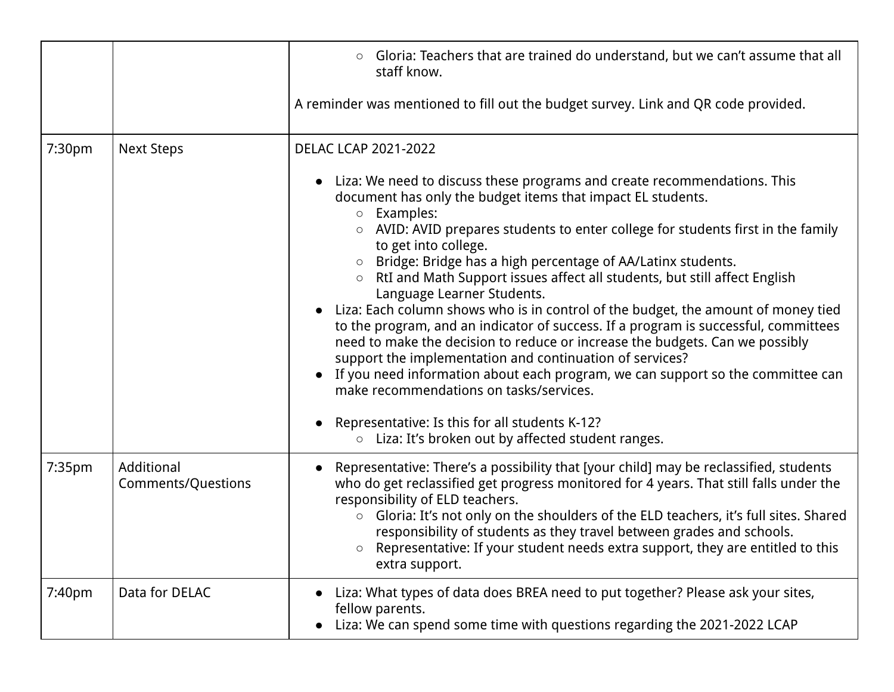| | | |
|---|---|---|
| | | ○ Gloria: Teachers that are trained do understand, but we can't assume that all staff know.<br><br>A reminder was mentioned to fill out the budget survey. Link and QR code provided. |
| 7:30pm | Next Steps | DELAC LCAP 2021-2022<br><br>● Liza: We need to discuss these programs and create recommendations. This document has only the budget items that impact EL students.<br>&nbsp;&nbsp;&nbsp;&nbsp;○ Examples:<br>&nbsp;&nbsp;&nbsp;&nbsp;○ AVID: AVID prepares students to enter college for students first in the family to get into college.<br>&nbsp;&nbsp;&nbsp;&nbsp;○ Bridge: Bridge has a high percentage of AA/Latinx students.<br>&nbsp;&nbsp;&nbsp;&nbsp;○ RtI and Math Support issues affect all students, but still affect English Language Learner Students.<br>● Liza: Each column shows who is in control of the budget, the amount of money tied to the program, and an indicator of success. If a program is successful, committees need to make the decision to reduce or increase the budgets. Can we possibly support the implementation and continuation of services?<br>● If you need information about each program, we can support so the committee can make recommendations on tasks/services.<br><br>● Representative: Is this for all students K-12?<br>&nbsp;&nbsp;&nbsp;&nbsp;○ Liza: It's broken out by affected student ranges. |
| 7:35pm | Additional Comments/Questions | ● Representative: There's a possibility that [your child] may be reclassified, students who do get reclassified get progress monitored for 4 years. That still falls under the responsibility of ELD teachers.<br>&nbsp;&nbsp;&nbsp;&nbsp;○ Gloria: It's not only on the shoulders of the ELD teachers, it's full sites. Shared responsibility of students as they travel between grades and schools.<br>&nbsp;&nbsp;&nbsp;&nbsp;○ Representative: If your student needs extra support, they are entitled to this extra support. |
| 7:40pm | Data for DELAC | ● Liza: What types of data does BREA need to put together? Please ask your sites, fellow parents.<br>● Liza: We can spend some time with questions regarding the 2021-2022 LCAP |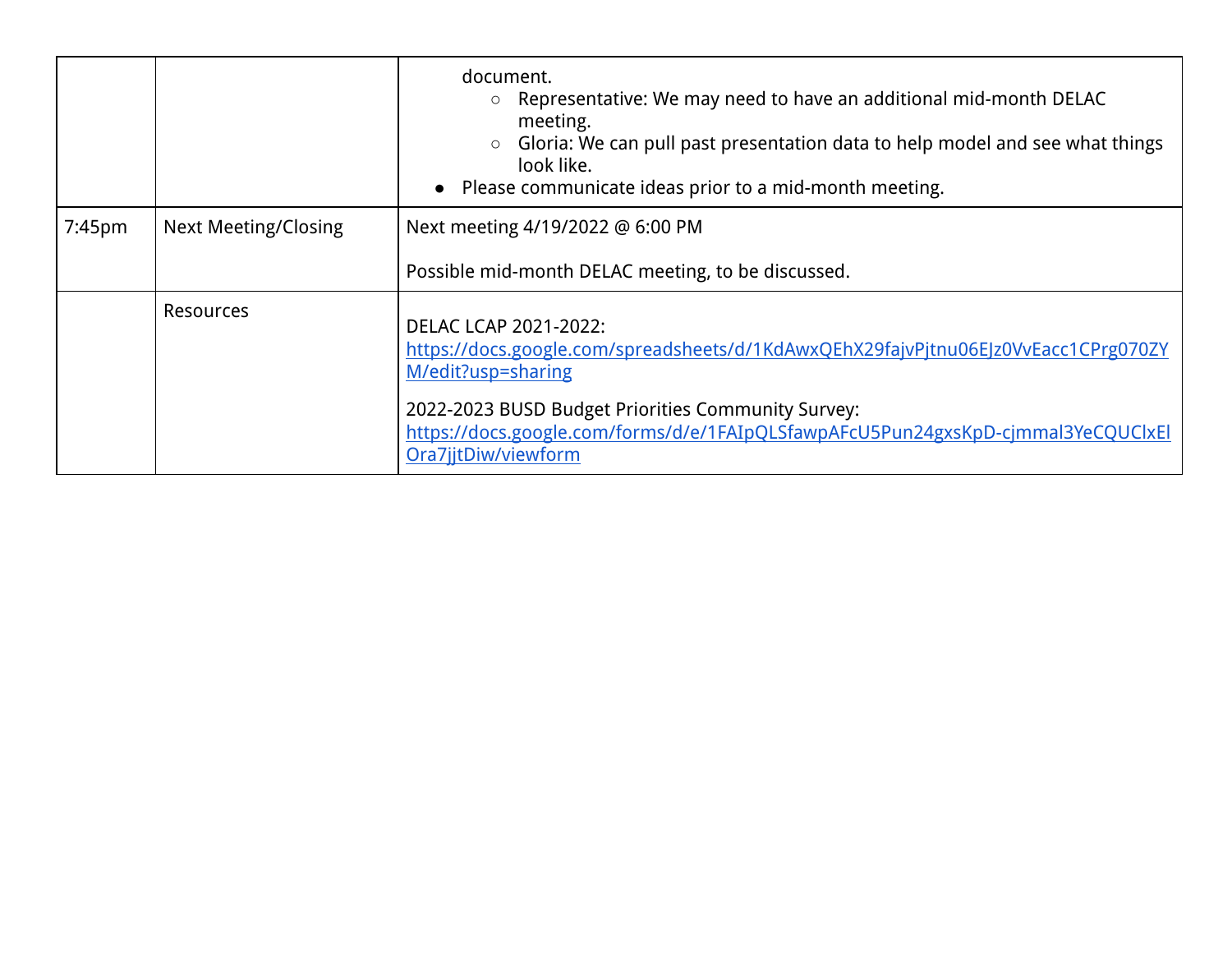| | | |
|---|---|---|
| | | document.<br>○ Representative: We may need to have an additional mid-month DELAC meeting.<br>○ Gloria: We can pull past presentation data to help model and see what things look like.<br>● Please communicate ideas prior to a mid-month meeting. |
| 7:45pm | Next Meeting/Closing | Next meeting 4/19/2022 @ 6:00 PM<br><br>Possible mid-month DELAC meeting, to be discussed. |
| | Resources | DELAC LCAP 2021-2022:<br>[https://docs.google.com/spreadsheets/d/1KdAwxQEhX29fajvPjtnu06EJz0VvEacc1CPrg070ZYM/edit?usp=sharing](https://docs.google.com/spreadsheets/d/1KdAwxQEhX29fajvPjtnu06EJz0VvEacc1CPrg070ZYM/edit?usp=sharing)<br><br>2022-2023 BUSD Budget Priorities Community Survey:<br>[https://docs.google.com/forms/d/e/1FAIpQLSfawpAFcU5Pun24gxsKpD-cjmmal3YeCQUClxElOra7jjtDiw/viewform](https://docs.google.com/forms/d/e/1FAIpQLSfawpAFcU5Pun24gxsKpD-cjmmal3YeCQUClxElOra7jjtDiw/viewform) |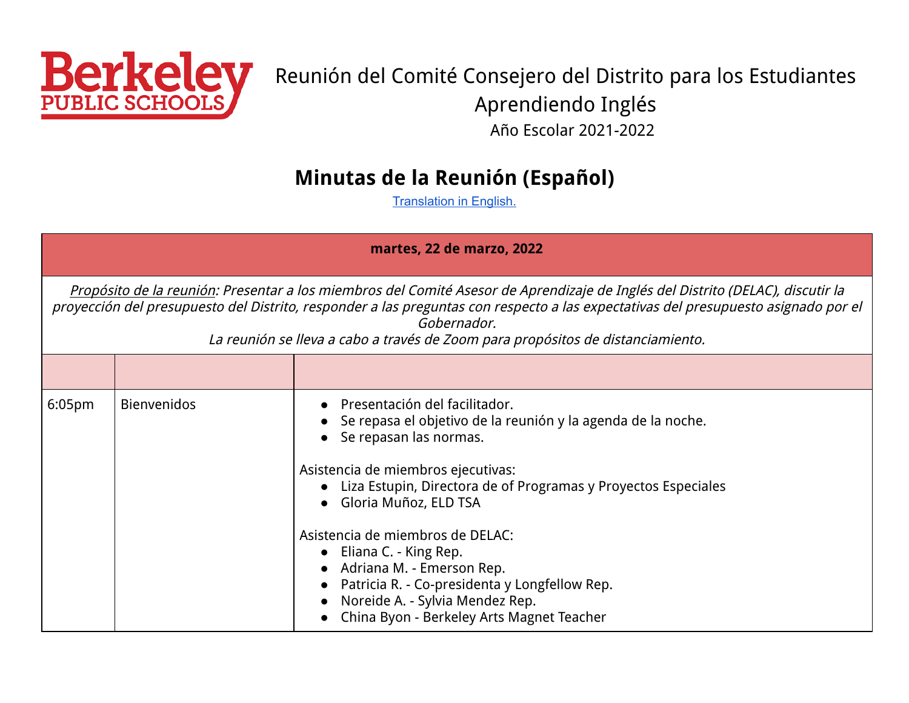Berkeley PUBLIC SCHOOLS

Reunión del Comité Consejero del Distrito para los Estudiantes Aprendiendo Inglés

Año Escolar 2021-2022

# Minutas de la Reunión (Español)

[Translation in English.]

| martes, 22 de marzo, 2022 | | |
|---|---|---|
| *Propósito de la reunión: Presentar a los miembros del Comité Asesor de Aprendizaje de Inglés del Distrito (DELAC), discutir la proyección del presupuesto del Distrito, responder a las preguntas con respecto a las expectativas del presupuesto asignado por el Gobernador. La reunión se lleva a cabo a través de Zoom para propósitos de distanciamiento.* | | |
| | | |
| 6:05pm | Bienvenidos | • Presentación del facilitador.<br>• Se repasa el objetivo de la reunión y la agenda de la noche.<br>• Se repasan las normas.<br><br>Asistencia de miembros ejecutivas:<br>• Liza Estupin, Directora de of Programas y Proyectos Especiales<br>• Gloria Muñoz, ELD TSA<br><br>Asistencia de miembros de DELAC:<br>• Eliana C. - King Rep.<br>• Adriana M. - Emerson Rep.<br>• Patricia R. - Co-presidenta y Longfellow Rep.<br>• Noreide A. - Sylvia Mendez Rep.<br>• China Byon - Berkeley Arts Magnet Teacher |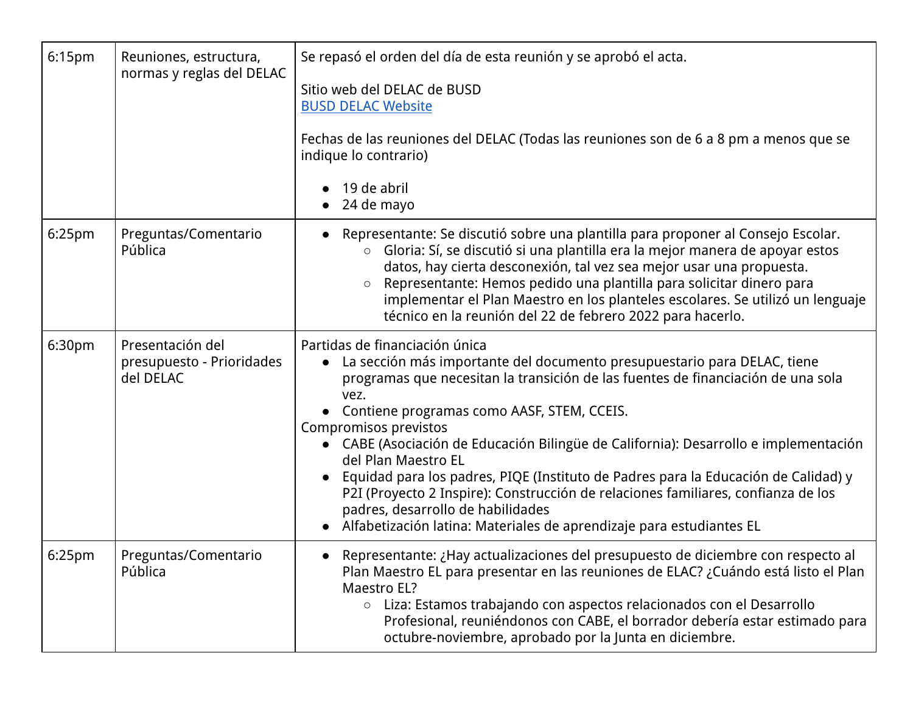| | | |
|---|---|---|
| 6:15pm | Reuniones, estructura, normas y reglas del DELAC | Se repasó el orden del día de esta reunión y se aprobó el acta.<br><br>Sitio web del DELAC de BUSD<br>[BUSD DELAC Website]()<br><br>Fechas de las reuniones del DELAC (Todas las reuniones son de 6 a 8 pm a menos que se indique lo contrario)<br><br>• 19 de abril<br>• 24 de mayo |
| 6:25pm | Preguntas/Comentario Pública | • Representante: Se discutió sobre una plantilla para proponer al Consejo Escolar.<br>&nbsp;&nbsp;&nbsp;&nbsp;○ Gloria: Sí, se discutió si una plantilla era la mejor manera de apoyar estos datos, hay cierta desconexión, tal vez sea mejor usar una propuesta.<br>&nbsp;&nbsp;&nbsp;&nbsp;○ Representante: Hemos pedido una plantilla para solicitar dinero para implementar el Plan Maestro en los planteles escolares. Se utilizó un lenguaje técnico en la reunión del 22 de febrero 2022 para hacerlo. |
| 6:30pm | Presentación del presupuesto - Prioridades del DELAC | Partidas de financiación única<br>• La sección más importante del documento presupuestario para DELAC, tiene programas que necesitan la transición de las fuentes de financiación de una sola vez.<br>• Contiene programas como AASF, STEM, CCEIS.<br>Compromisos previstos<br>• CABE (Asociación de Educación Bilingüe de California): Desarrollo e implementación del Plan Maestro EL<br>• Equidad para los padres, PIQE (Instituto de Padres para la Educación de Calidad) y P2I (Proyecto 2 Inspire): Construcción de relaciones familiares, confianza de los padres, desarrollo de habilidades<br>• Alfabetización latina: Materiales de aprendizaje para estudiantes EL |
| 6:25pm | Preguntas/Comentario Pública | • Representante: ¿Hay actualizaciones del presupuesto de diciembre con respecto al Plan Maestro EL para presentar en las reuniones de ELAC? ¿Cuándo está listo el Plan Maestro EL?<br>&nbsp;&nbsp;&nbsp;&nbsp;○ Liza: Estamos trabajando con aspectos relacionados con el Desarrollo Profesional, reuniéndonos con CABE, el borrador debería estar estimado para octubre-noviembre, aprobado por la Junta en diciembre. |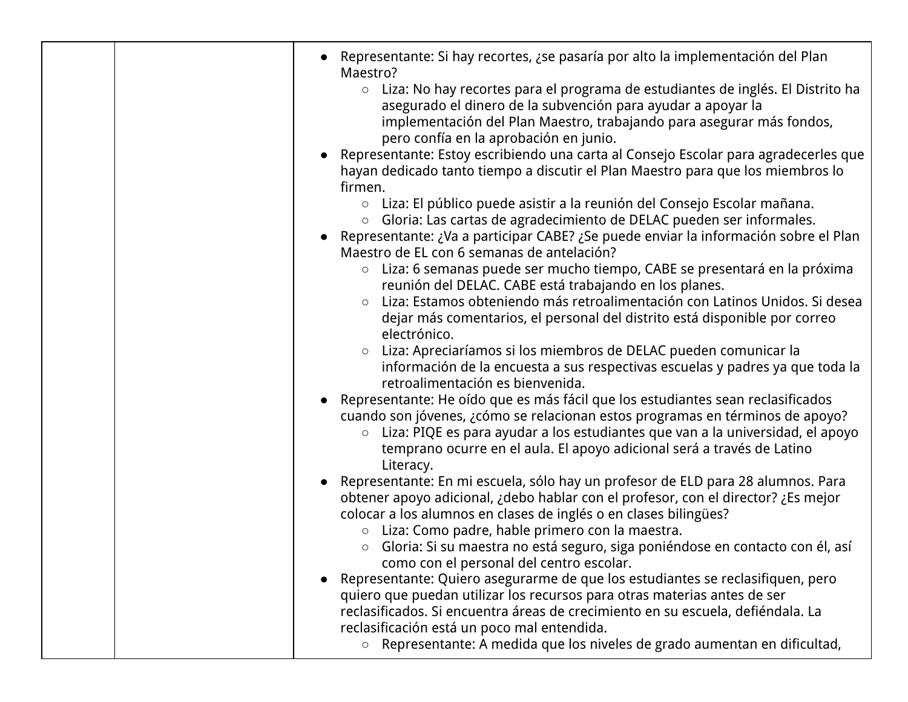| | | <ul><li>Representante: Si hay recortes, ¿se pasaría por alto la implementación del Plan Maestro?<ul><li>Liza: No hay recortes para el programa de estudiantes de inglés. El Distrito ha asegurado el dinero de la subvención para ayudar a apoyar la implementación del Plan Maestro, trabajando para asegurar más fondos, pero confía en la aprobación en junio.</li></ul></li><li>Representante: Estoy escribiendo una carta al Consejo Escolar para agradecerles que hayan dedicado tanto tiempo a discutir el Plan Maestro para que los miembros lo firmen.<ul><li>Liza: El público puede asistir a la reunión del Consejo Escolar mañana.</li><li>Gloria: Las cartas de agradecimiento de DELAC pueden ser informales.</li></ul></li><li>Representante: ¿Va a participar CABE? ¿Se puede enviar la información sobre el Plan Maestro de EL con 6 semanas de antelación?<ul><li>Liza: 6 semanas puede ser mucho tiempo, CABE se presentará en la próxima reunión del DELAC. CABE está trabajando en los planes.</li><li>Liza: Estamos obteniendo más retroalimentación con Latinos Unidos. Si desea dejar más comentarios, el personal del distrito está disponible por correo electrónico.</li><li>Liza: Apreciaríamos si los miembros de DELAC pueden comunicar la información de la encuesta a sus respectivas escuelas y padres ya que toda la retroalimentación es bienvenida.</li></ul></li><li>Representante: He oído que es más fácil que los estudiantes sean reclasificados cuando son jóvenes, ¿cómo se relacionan estos programas en términos de apoyo?<ul><li>Liza: PIQE es para ayudar a los estudiantes que van a la universidad, el apoyo temprano ocurre en el aula. El apoyo adicional será a través de Latino Literacy.</li></ul></li><li>Representante: En mi escuela, sólo hay un profesor de ELD para 28 alumnos. Para obtener apoyo adicional, ¿debo hablar con el profesor, con el director? ¿Es mejor colocar a los alumnos en clases de inglés o en clases bilingües?<ul><li>Liza: Como padre, hable primero con la maestra.</li><li>Gloria: Si su maestra no está seguro, siga poniéndose en contacto con él, así como con el personal del centro escolar.</li></ul></li><li>Representante: Quiero asegurarme de que los estudiantes se reclasifiquen, pero quiero que puedan utilizar los recursos para otras materias antes de ser reclasificados. Si encuentra áreas de crecimiento en su escuela, defiéndala. La reclasificación está un poco mal entendida.<ul><li>Representante: A medida que los niveles de grado aumentan en dificultad,</li></ul></li></ul> |
|---|---|---|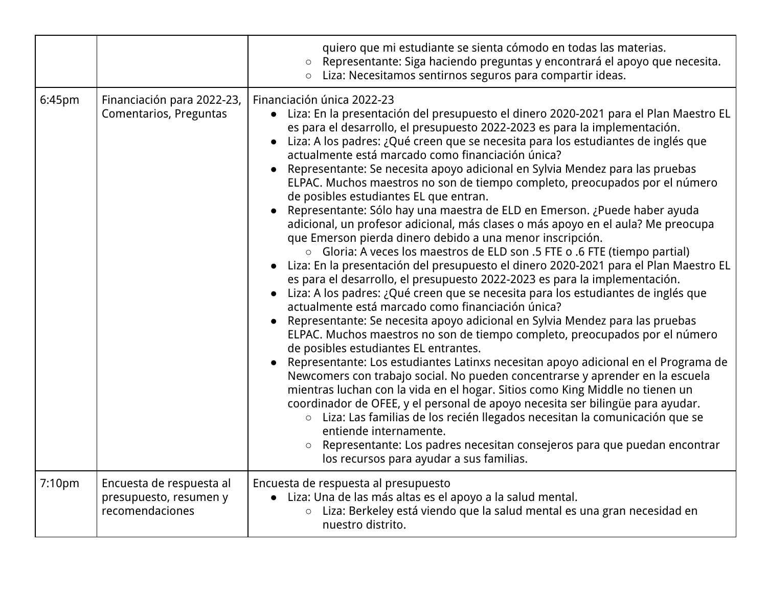| | | |
|---|---|---|
| | | ○ quiero que mi estudiante se sienta cómodo en todas las materias.<br>○ Representante: Siga haciendo preguntas y encontrará el apoyo que necesita.<br>○ Liza: Necesitamos sentirnos seguros para compartir ideas. |
| 6:45pm | Financiación para 2022-23, Comentarios, Preguntas | Financiación única 2022-23<br>● Liza: En la presentación del presupuesto el dinero 2020-2021 para el Plan Maestro EL es para el desarrollo, el presupuesto 2022-2023 es para la implementación.<br>● Liza: A los padres: ¿Qué creen que se necesita para los estudiantes de inglés que actualmente está marcado como financiación única?<br>● Representante: Se necesita apoyo adicional en Sylvia Mendez para las pruebas ELPAC. Muchos maestros no son de tiempo completo, preocupados por el número de posibles estudiantes EL que entran.<br>● Representante: Sólo hay una maestra de ELD en Emerson. ¿Puede haber ayuda adicional, un profesor adicional, más clases o más apoyo en el aula? Me preocupa que Emerson pierda dinero debido a una menor inscripción.<br>  ○ Gloria: A veces los maestros de ELD son .5 FTE o .6 FTE (tiempo partial)<br>● Liza: En la presentación del presupuesto el dinero 2020-2021 para el Plan Maestro EL es para el desarrollo, el presupuesto 2022-2023 es para la implementación.<br>● Liza: A los padres: ¿Qué creen que se necesita para los estudiantes de inglés que actualmente está marcado como financiación única?<br>● Representante: Se necesita apoyo adicional en Sylvia Mendez para las pruebas ELPAC. Muchos maestros no son de tiempo completo, preocupados por el número de posibles estudiantes EL entrantes.<br>● Representante: Los estudiantes Latinxs necesitan apoyo adicional en el Programa de Newcomers con trabajo social. No pueden concentrarse y aprender en la escuela mientras luchan con la vida en el hogar. Sitios como King Middle no tienen un coordinador de OFEE, y el personal de apoyo necesita ser bilingüe para ayudar.<br>  ○ Liza: Las familias de los recién llegados necesitan la comunicación que se entiende internamente.<br>  ○ Representante: Los padres necesitan consejeros para que puedan encontrar los recursos para ayudar a sus familias. |
| 7:10pm | Encuesta de respuesta al presupuesto, resumen y recomendaciones | Encuesta de respuesta al presupuesto<br>● Liza: Una de las más altas es el apoyo a la salud mental.<br>  ○ Liza: Berkeley está viendo que la salud mental es una gran necesidad en nuestro distrito. |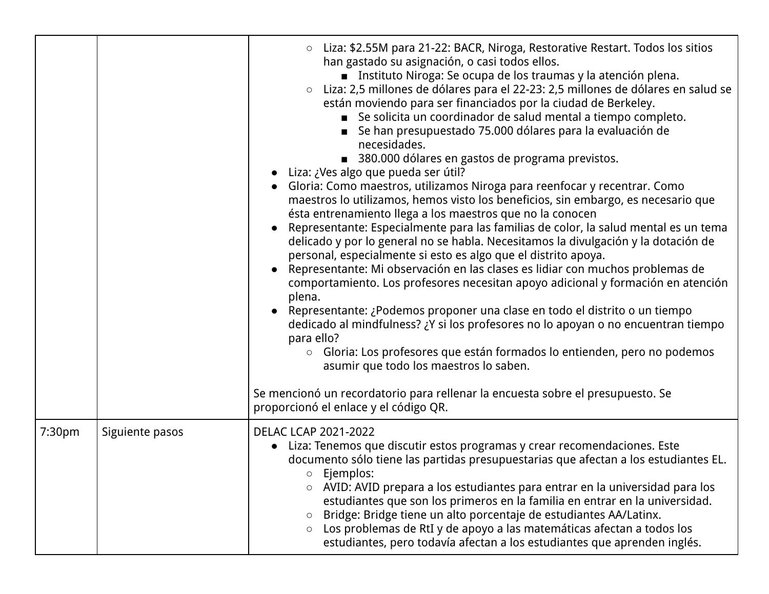| | | |
|---|---|---|
| | | ◦ Liza: $2.55M para 21-22: BACR, Niroga, Restorative Restart. Todos los sitios han gastado su asignación, o casi todos ellos.<br>&nbsp;&nbsp;&nbsp;&nbsp;▪ Instituto Niroga: Se ocupa de los traumas y la atención plena.<br>◦ Liza: 2,5 millones de dólares para el 22-23: 2,5 millones de dólares en salud se están moviendo para ser financiados por la ciudad de Berkeley.<br>&nbsp;&nbsp;&nbsp;&nbsp;▪ Se solicita un coordinador de salud mental a tiempo completo.<br>&nbsp;&nbsp;&nbsp;&nbsp;▪ Se han presupuestado 75.000 dólares para la evaluación de necesidades.<br>&nbsp;&nbsp;&nbsp;&nbsp;▪ 380.000 dólares en gastos de programa previstos.<br>• Liza: ¿Ves algo que pueda ser útil?<br>• Gloria: Como maestros, utilizamos Niroga para reenfocar y recentrar. Como maestros lo utilizamos, hemos visto los beneficios, sin embargo, es necesario que ésta entrenamiento llega a los maestros que no la conocen<br>• Representante: Especialmente para las familias de color, la salud mental es un tema delicado y por lo general no se habla. Necesitamos la divulgación y la dotación de personal, especialmente si esto es algo que el distrito apoya.<br>• Representante: Mi observación en las clases es lidiar con muchos problemas de comportamiento. Los profesores necesitan apoyo adicional y formación en atención plena.<br>• Representante: ¿Podemos proponer una clase en todo el distrito o un tiempo dedicado al mindfulness? ¿Y si los profesores no lo apoyan o no encuentran tiempo para ello?<br>&nbsp;&nbsp;&nbsp;&nbsp;◦ Gloria: Los profesores que están formados lo entienden, pero no podemos asumir que todo los maestros lo saben.<br><br>Se mencionó un recordatorio para rellenar la encuesta sobre el presupuesto. Se proporcionó el enlace y el código QR. |
| 7:30pm | Siguiente pasos | DELAC LCAP 2021-2022<br>• Liza: Tenemos que discutir estos programas y crear recomendaciones. Este documento sólo tiene las partidas presupuestarias que afectan a los estudiantes EL.<br>&nbsp;&nbsp;&nbsp;&nbsp;◦ Ejemplos:<br>&nbsp;&nbsp;&nbsp;&nbsp;◦ AVID: AVID prepara a los estudiantes para entrar en la universidad para los estudiantes que son los primeros en la familia en entrar en la universidad.<br>&nbsp;&nbsp;&nbsp;&nbsp;◦ Bridge: Bridge tiene un alto porcentaje de estudiantes AA/Latinx.<br>&nbsp;&nbsp;&nbsp;&nbsp;◦ Los problemas de RtI y de apoyo a las matemáticas afectan a todos los estudiantes, pero todavía afectan a los estudiantes que aprenden inglés. |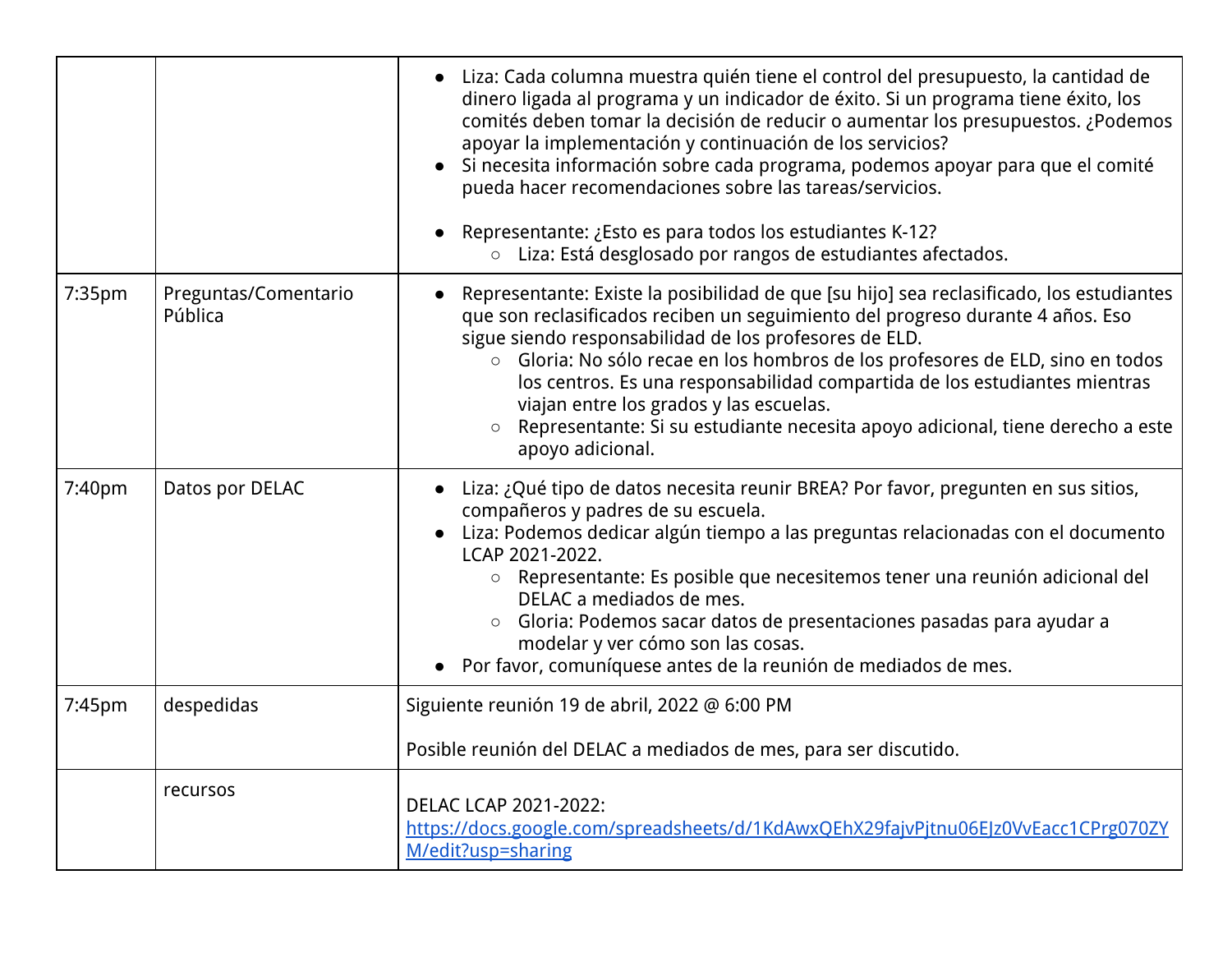| | | |
|---|---|---|
| | | • Liza: Cada columna muestra quién tiene el control del presupuesto, la cantidad de dinero ligada al programa y un indicador de éxito. Si un programa tiene éxito, los comités deben tomar la decisión de reducir o aumentar los presupuestos. ¿Podemos apoyar la implementación y continuación de los servicios?<br>• Si necesita información sobre cada programa, podemos apoyar para que el comité pueda hacer recomendaciones sobre las tareas/servicios.<br><br>• Representante: ¿Esto es para todos los estudiantes K-12?<br>&nbsp;&nbsp;&nbsp;&nbsp;○ Liza: Está desglosado por rangos de estudiantes afectados. |
| 7:35pm | Preguntas/Comentario Pública | • Representante: Existe la posibilidad de que [su hijo] sea reclasificado, los estudiantes que son reclasificados reciben un seguimiento del progreso durante 4 años. Eso sigue siendo responsabilidad de los profesores de ELD.<br>&nbsp;&nbsp;&nbsp;&nbsp;○ Gloria: No sólo recae en los hombros de los profesores de ELD, sino en todos los centros. Es una responsabilidad compartida de los estudiantes mientras viajan entre los grados y las escuelas.<br>&nbsp;&nbsp;&nbsp;&nbsp;○ Representante: Si su estudiante necesita apoyo adicional, tiene derecho a este apoyo adicional. |
| 7:40pm | Datos por DELAC | • Liza: ¿Qué tipo de datos necesita reunir BREA? Por favor, pregunten en sus sitios, compañeros y padres de su escuela.<br>• Liza: Podemos dedicar algún tiempo a las preguntas relacionadas con el documento LCAP 2021-2022.<br>&nbsp;&nbsp;&nbsp;&nbsp;○ Representante: Es posible que necesitemos tener una reunión adicional del DELAC a mediados de mes.<br>&nbsp;&nbsp;&nbsp;&nbsp;○ Gloria: Podemos sacar datos de presentaciones pasadas para ayudar a modelar y ver cómo son las cosas.<br>• Por favor, comuníquese antes de la reunión de mediados de mes. |
| 7:45pm | despedidas | Siguiente reunión 19 de abril, 2022 @ 6:00 PM<br><br>Posible reunión del DELAC a mediados de mes, para ser discutido. |
| | recursos | DELAC LCAP 2021-2022:<br>https://docs.google.com/spreadsheets/d/1KdAwxQEhX29fajvPjtnu06EJz0VvEacc1CPrg070ZYM/edit?usp=sharing |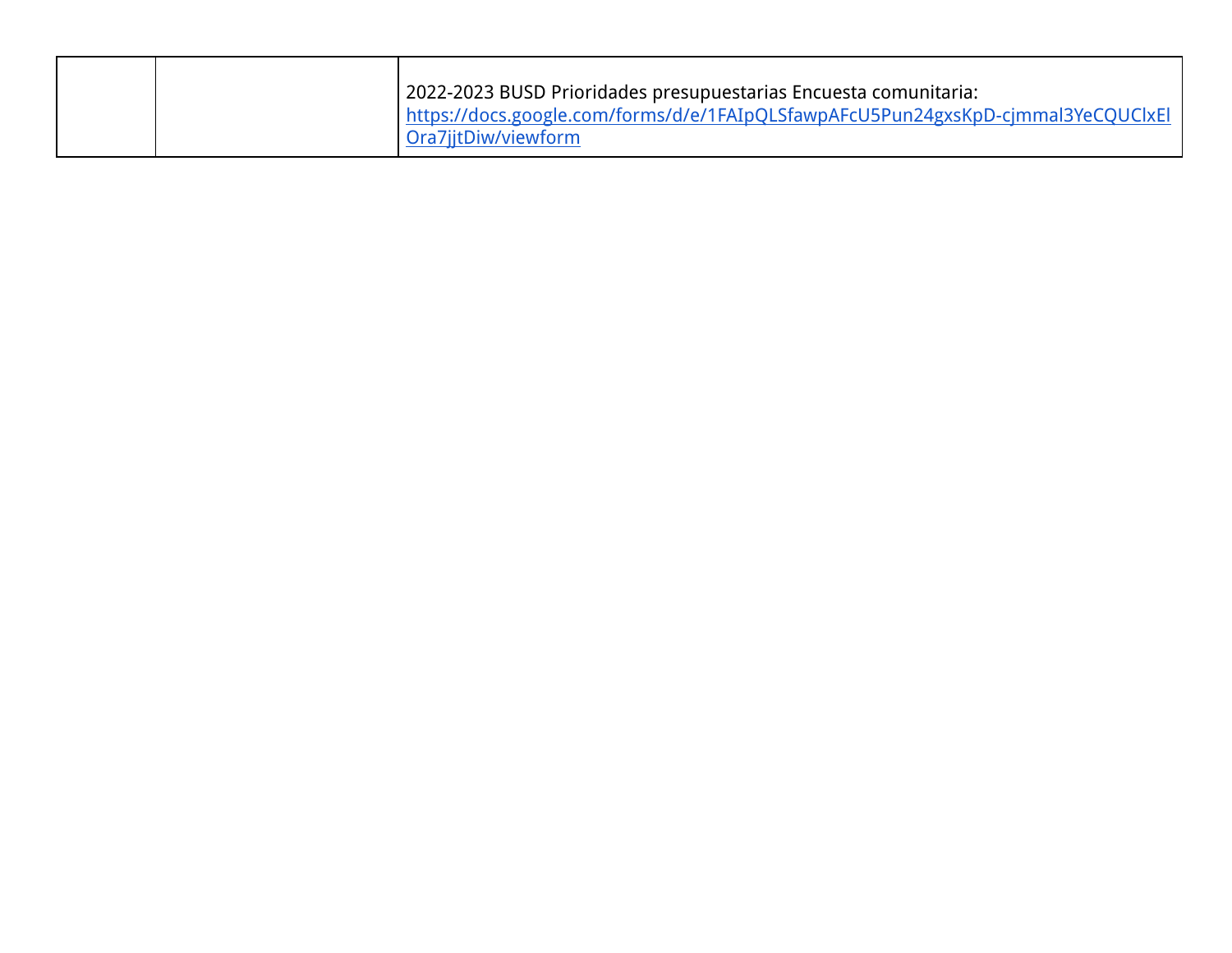| | | |
|---|---|---|
| | | 2022-2023 BUSD Prioridades presupuestarias Encuesta comunitaria: https://docs.google.com/forms/d/e/1FAIpQLSfawpAFcU5Pun24gxsKpD-cjmmal3YeCQUClxElOra7jjtDiw/viewform |